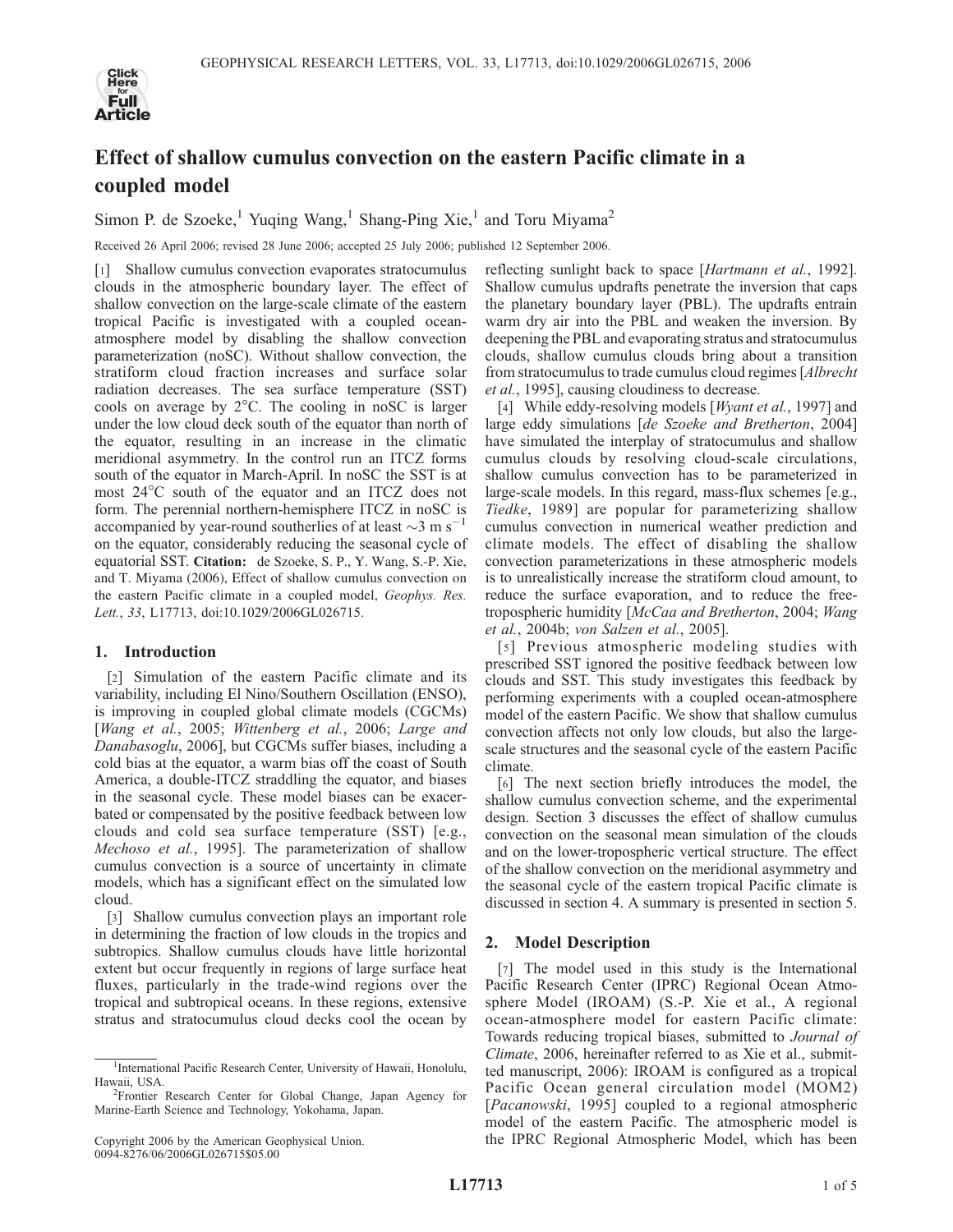# Effect of shallow cumulus convection on the eastern Pacific climate in a coupled model

Simon P. de Szoeke,[1] Yuqing Wang,[1] Shang-Ping Xie,[1] and Toru Miyama[2]

Received 26 April 2006; revised 28 June 2006; accepted 25 July 2006; published 12 September 2006.

[1] Shallow cumulus convection evaporates stratocumulus clouds in the atmospheric boundary layer. The effect of shallow convection on the large-scale climate of the eastern tropical Pacific is investigated with a coupled ocean-atmosphere model by disabling the shallow convection parameterization (noSC). Without shallow convection, the stratiform cloud fraction increases and surface solar radiation decreases. The sea surface temperature (SST) cools on average by 2°C. The cooling in noSC is larger under the low cloud deck south of the equator than north of the equator, resulting in an increase in the climatic meridional asymmetry. In the control run an ITCZ forms south of the equator in March-April. In noSC the SST is at most 24°C south of the equator and an ITCZ does not form. The perennial northern-hemisphere ITCZ in noSC is accompanied by year-round southerlies of at least $\sim$3 m s$^{-1}$ on the equator, considerably reducing the seasonal cycle of equatorial SST. **Citation:** de Szoeke, S. P., Y. Wang, S.-P. Xie, and T. Miyama (2006), Effect of shallow cumulus convection on the eastern Pacific climate in a coupled model, *Geophys. Res. Lett.*, *33*, L17713, doi:10.1029/2006GL026715.

## 1. Introduction

[2] Simulation of the eastern Pacific climate and its variability, including El Nino/Southern Oscillation (ENSO), is improving in coupled global climate models (CGCMs) [*Wang et al.*, 2005; *Wittenberg et al.*, 2006; *Large and Danabasoglu*, 2006], but CGCMs suffer biases, including a cold bias at the equator, a warm bias off the coast of South America, a double-ITCZ straddling the equator, and biases in the seasonal cycle. These model biases can be exacerbated or compensated by the positive feedback between low clouds and cold sea surface temperature (SST) [e.g., *Mechoso et al.*, 1995]. The parameterization of shallow cumulus convection is a source of uncertainty in climate models, which has a significant effect on the simulated low cloud.

[3] Shallow cumulus convection plays an important role in determining the fraction of low clouds in the tropics and subtropics. Shallow cumulus clouds have little horizontal extent but occur frequently in regions of large surface heat fluxes, particularly in the trade-wind regions over the tropical and subtropical oceans. In these regions, extensive stratus and stratocumulus cloud decks cool the ocean by reflecting sunlight back to space [*Hartmann et al.*, 1992]. Shallow cumulus updrafts penetrate the inversion that caps the planetary boundary layer (PBL). The updrafts entrain warm dry air into the PBL and weaken the inversion. By deepening the PBL and evaporating stratus and stratocumulus clouds, shallow cumulus clouds bring about a transition from stratocumulus to trade cumulus cloud regimes [*Albrecht et al.*, 1995], causing cloudiness to decrease.

[4] While eddy-resolving models [*Wyant et al.*, 1997] and large eddy simulations [*de Szoeke and Bretherton*, 2004] have simulated the interplay of stratocumulus and shallow cumulus clouds by resolving cloud-scale circulations, shallow cumulus convection has to be parameterized in large-scale models. In this regard, mass-flux schemes [e.g., *Tiedke*, 1989] are popular for parameterizing shallow cumulus convection in numerical weather prediction and climate models. The effect of disabling the shallow convection parameterizations in these atmospheric models is to unrealistically increase the stratiform cloud amount, to reduce the surface evaporation, and to reduce the free-tropospheric humidity [*McCaa and Bretherton*, 2004; *Wang et al.*, 2004b; *von Salzen et al.*, 2005].

[5] Previous atmospheric modeling studies with prescribed SST ignored the positive feedback between low clouds and SST. This study investigates this feedback by performing experiments with a coupled ocean-atmosphere model of the eastern Pacific. We show that shallow cumulus convection affects not only low clouds, but also the large-scale structures and the seasonal cycle of the eastern Pacific climate.

[6] The next section briefly introduces the model, the shallow cumulus convection scheme, and the experimental design. Section 3 discusses the effect of shallow cumulus convection on the seasonal mean simulation of the clouds and on the lower-tropospheric vertical structure. The effect of the shallow convection on the meridional asymmetry and the seasonal cycle of the eastern tropical Pacific climate is discussed in section 4. A summary is presented in section 5.

## 2. Model Description

[7] The model used in this study is the International Pacific Research Center (IPRC) Regional Ocean Atmosphere Model (IROAM) (S.-P. Xie et al., A regional ocean-atmosphere model for eastern Pacific climate: Towards reducing tropical biases, submitted to *Journal of Climate*, 2006, hereinafter referred to as Xie et al., submitted manuscript, 2006): IROAM is configured as a tropical Pacific Ocean general circulation model (MOM2) [*Pacanowski*, 1995] coupled to a regional atmospheric model of the eastern Pacific. The atmospheric model is the IPRC Regional Atmospheric Model, which has been

---

[1]International Pacific Research Center, University of Hawaii, Honolulu, Hawaii, USA.

[2]Frontier Research Center for Global Change, Japan Agency for Marine-Earth Science and Technology, Yokohama, Japan.

Copyright 2006 by the American Geophysical Union.
0094-8276/06/2006GL026715$05.00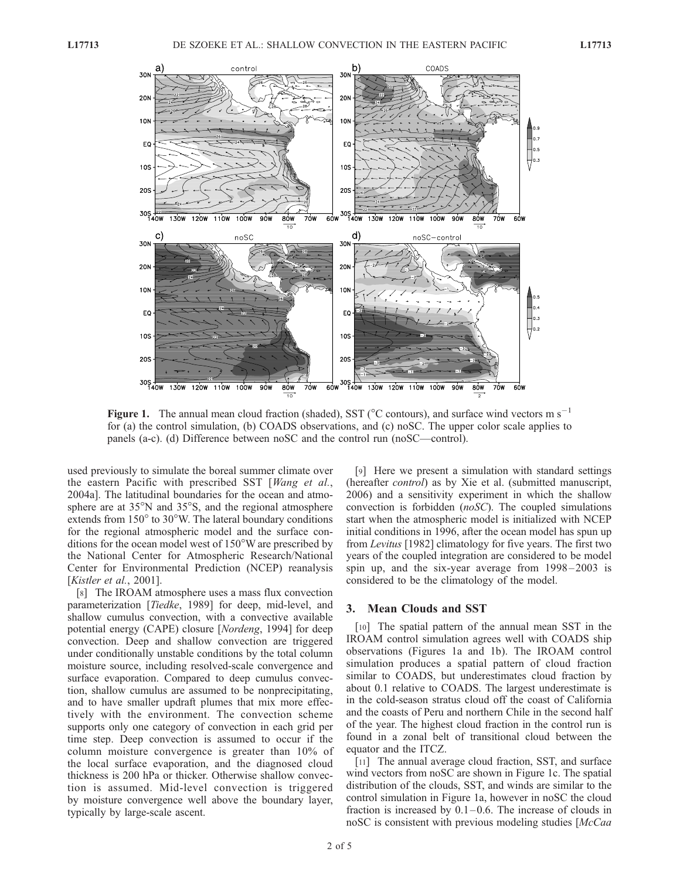**Figure 1.** The annual mean cloud fraction (shaded), SST (°C contours), and surface wind vectors m s$^{-1}$ for (a) the control simulation, (b) COADS observations, and (c) noSC. The upper color scale applies to panels (a-c). (d) Difference between noSC and the control run (noSC—control).

used previously to simulate the boreal summer climate over the eastern Pacific with prescribed SST [*Wang et al.*, 2004a]. The latitudinal boundaries for the ocean and atmosphere are at 35°N and 35°S, and the regional atmosphere extends from 150° to 30°W. The lateral boundary conditions for the regional atmospheric model and the surface conditions for the ocean model west of 150°W are prescribed by the National Center for Atmospheric Research/National Center for Environmental Prediction (NCEP) reanalysis [*Kistler et al.*, 2001].

[8] The IROAM atmosphere uses a mass flux convection parameterization [*Tiedke*, 1989] for deep, mid-level, and shallow cumulus convection, with a convective available potential energy (CAPE) closure [*Nordeng*, 1994] for deep convection. Deep and shallow convection are triggered under conditionally unstable conditions by the total column moisture source, including resolved-scale convergence and surface evaporation. Compared to deep cumulus convection, shallow cumulus are assumed to be nonprecipitating, and to have smaller updraft plumes that mix more effectively with the environment. The convection scheme supports only one category of convection in each grid per time step. Deep convection is assumed to occur if the column moisture convergence is greater than 10% of the local surface evaporation, and the diagnosed cloud thickness is 200 hPa or thicker. Otherwise shallow convection is assumed. Mid-level convection is triggered by moisture convergence well above the boundary layer, typically by large-scale ascent.

[9] Here we present a simulation with standard settings (hereafter *control*) as by Xie et al. (submitted manuscript, 2006) and a sensitivity experiment in which the shallow convection is forbidden (*noSC*). The coupled simulations start when the atmospheric model is initialized with NCEP initial conditions in 1996, after the ocean model has spun up from *Levitus* [1982] climatology for five years. The first two years of the coupled integration are considered to be model spin up, and the six-year average from 1998–2003 is considered to be the climatology of the model.

## 3. Mean Clouds and SST

[10] The spatial pattern of the annual mean SST in the IROAM control simulation agrees well with COADS ship observations (Figures 1a and 1b). The IROAM control simulation produces a spatial pattern of cloud fraction similar to COADS, but underestimates cloud fraction by about 0.1 relative to COADS. The largest underestimate is in the cold-season stratus cloud off the coast of California and the coasts of Peru and northern Chile in the second half of the year. The highest cloud fraction in the control run is found in a zonal belt of transitional cloud between the equator and the ITCZ.

[11] The annual average cloud fraction, SST, and surface wind vectors from noSC are shown in Figure 1c. The spatial distribution of the clouds, SST, and winds are similar to the control simulation in Figure 1a, however in noSC the cloud fraction is increased by 0.1–0.6. The increase of clouds in noSC is consistent with previous modeling studies [*McCaa*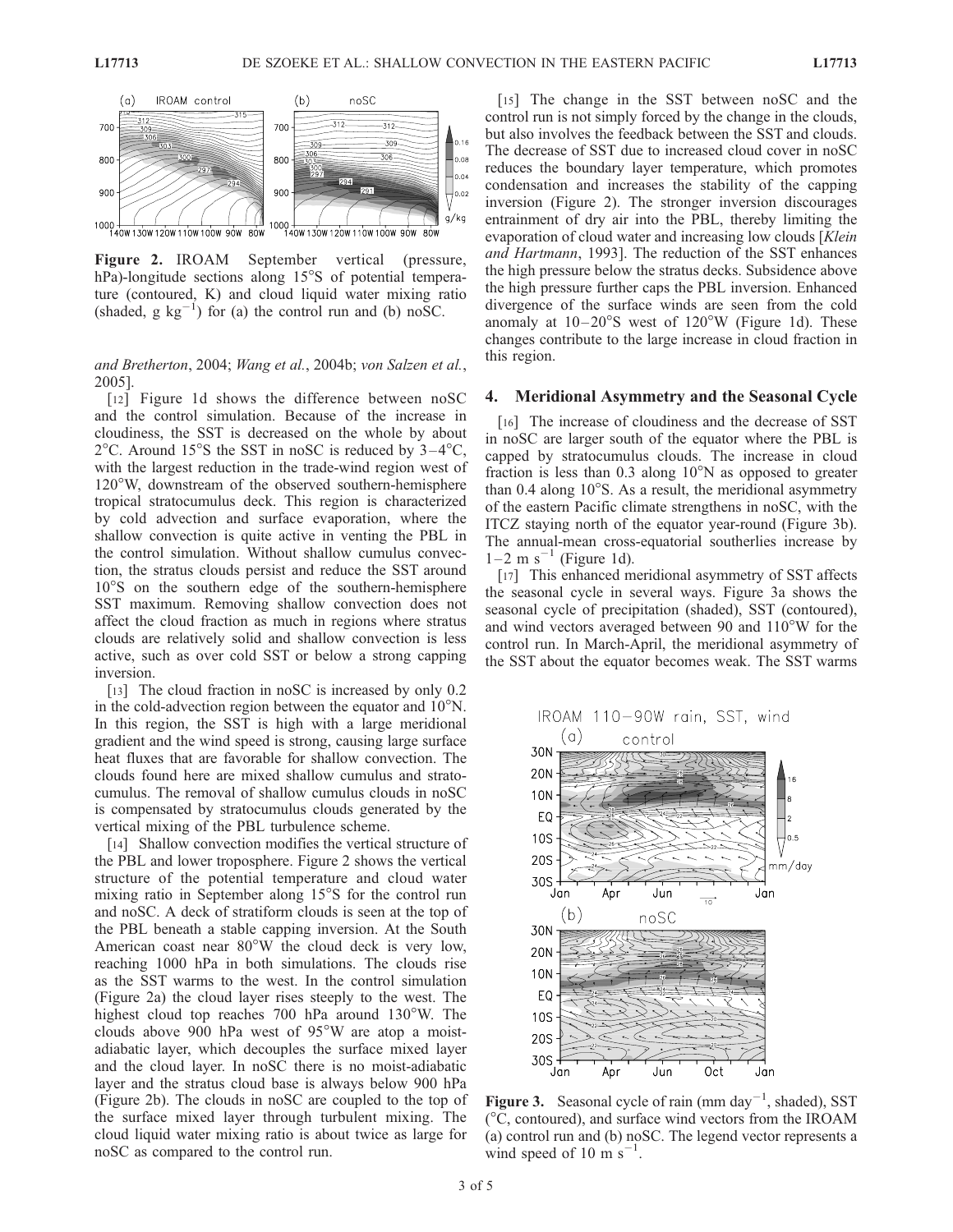Figure 2. IROAM September vertical (pressure, hPa)-longitude sections along 15°S of potential temperature (contoured, K) and cloud liquid water mixing ratio (shaded, g kg$^{-1}$) for (a) the control run and (b) noSC.

and Bretherton, 2004; Wang et al., 2004b; von Salzen et al., 2005].

[12] Figure 1d shows the difference between noSC and the control simulation. Because of the increase in cloudiness, the SST is decreased on the whole by about 2°C. Around 15°S the SST in noSC is reduced by 3–4°C, with the largest reduction in the trade-wind region west of 120°W, downstream of the observed southern-hemisphere tropical stratocumulus deck. This region is characterized by cold advection and surface evaporation, where the shallow convection is quite active in venting the PBL in the control simulation. Without shallow cumulus convection, the stratus clouds persist and reduce the SST around 10°S on the southern edge of the southern-hemisphere SST maximum. Removing shallow convection does not affect the cloud fraction as much in regions where stratus clouds are relatively solid and shallow convection is less active, such as over cold SST or below a strong capping inversion.

[13] The cloud fraction in noSC is increased by only 0.2 in the cold-advection region between the equator and 10°N. In this region, the SST is high with a large meridional gradient and the wind speed is strong, causing large surface heat fluxes that are favorable for shallow convection. The clouds found here are mixed shallow cumulus and stratocumulus. The removal of shallow cumulus clouds in noSC is compensated by stratocumulus clouds generated by the vertical mixing of the PBL turbulence scheme.

[14] Shallow convection modifies the vertical structure of the PBL and lower troposphere. Figure 2 shows the vertical structure of the potential temperature and cloud water mixing ratio in September along 15°S for the control run and noSC. A deck of stratiform clouds is seen at the top of the PBL beneath a stable capping inversion. At the South American coast near 80°W the cloud deck is very low, reaching 1000 hPa in both simulations. The clouds rise as the SST warms to the west. In the control simulation (Figure 2a) the cloud layer rises steeply to the west. The highest cloud top reaches 700 hPa around 130°W. The clouds above 900 hPa west of 95°W are atop a moist-adiabatic layer, which decouples the surface mixed layer and the cloud layer. In noSC there is no moist-adiabatic layer and the stratus cloud base is always below 900 hPa (Figure 2b). The clouds in noSC are coupled to the top of the surface mixed layer through turbulent mixing. The cloud liquid water mixing ratio is about twice as large for noSC as compared to the control run.

[15] The change in the SST between noSC and the control run is not simply forced by the change in the clouds, but also involves the feedback between the SST and clouds. The decrease of SST due to increased cloud cover in noSC reduces the boundary layer temperature, which promotes condensation and increases the stability of the capping inversion (Figure 2). The stronger inversion discourages entrainment of dry air into the PBL, thereby limiting the evaporation of cloud water and increasing low clouds [Klein and Hartmann, 1993]. The reduction of the SST enhances the high pressure below the stratus decks. Subsidence above the high pressure further caps the PBL inversion. Enhanced divergence of the surface winds are seen from the cold anomaly at 10–20°S west of 120°W (Figure 1d). These changes contribute to the large increase in cloud fraction in this region.

## 4. Meridional Asymmetry and the Seasonal Cycle

[16] The increase of cloudiness and the decrease of SST in noSC are larger south of the equator where the PBL is capped by stratocumulus clouds. The increase in cloud fraction is less than 0.3 along 10°N as opposed to greater than 0.4 along 10°S. As a result, the meridional asymmetry of the eastern Pacific climate strengthens in noSC, with the ITCZ staying north of the equator year-round (Figure 3b). The annual-mean cross-equatorial southerlies increase by 1–2 m s$^{-1}$ (Figure 1d).

[17] This enhanced meridional asymmetry of SST affects the seasonal cycle in several ways. Figure 3a shows the seasonal cycle of precipitation (shaded), SST (contoured), and wind vectors averaged between 90 and 110°W for the control run. In March-April, the meridional asymmetry of the SST about the equator becomes weak. The SST warms

Figure 3. Seasonal cycle of rain (mm day$^{-1}$, shaded), SST (°C, contoured), and surface wind vectors from the IROAM (a) control run and (b) noSC. The legend vector represents a wind speed of 10 m s$^{-1}$.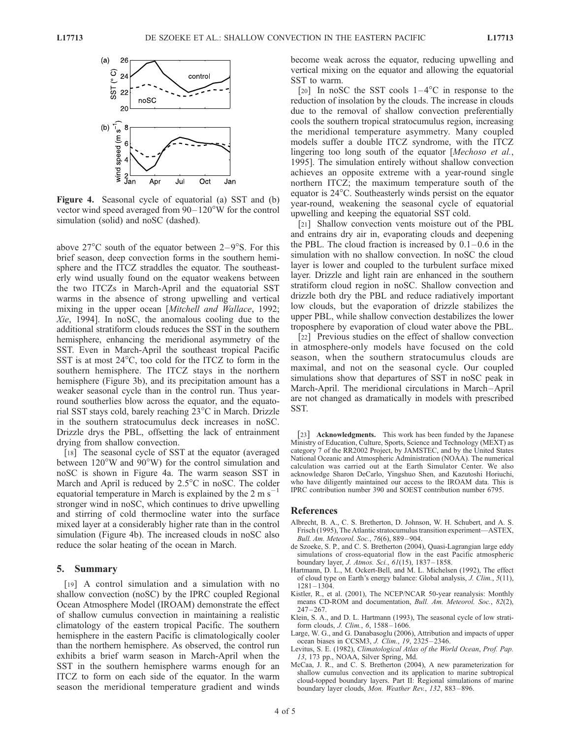**Figure 4.** Seasonal cycle of equatorial (a) SST and (b) vector wind speed averaged from 90–120°W for the control simulation (solid) and noSC (dashed).

above 27°C south of the equator between 2–9°S. For this brief season, deep convection forms in the southern hemisphere and the ITCZ straddles the equator. The southeasterly wind usually found on the equator weakens between the two ITCZs in March-April and the equatorial SST warms in the absence of strong upwelling and vertical mixing in the upper ocean [*Mitchell and Wallace*, 1992; *Xie*, 1994]. In noSC, the anomalous cooling due to the additional stratiform clouds reduces the SST in the southern hemisphere, enhancing the meridional asymmetry of the SST. Even in March-April the southeast tropical Pacific SST is at most 24°C, too cold for the ITCZ to form in the southern hemisphere. The ITCZ stays in the northern hemisphere (Figure 3b), and its precipitation amount has a weaker seasonal cycle than in the control run. Thus year-round southerlies blow across the equator, and the equatorial SST stays cold, barely reaching 23°C in March. Drizzle in the southern stratocumulus deck increases in noSC. Drizzle drys the PBL, offsetting the lack of entrainment drying from shallow convection.

[18] The seasonal cycle of SST at the equator (averaged between 120°W and 90°W) for the control simulation and noSC is shown in Figure 4a. The warm season SST in March and April is reduced by 2.5°C in noSC. The colder equatorial temperature in March is explained by the 2 m s$^{-1}$ stronger wind in noSC, which continues to drive upwelling and stirring of cold thermocline water into the surface mixed layer at a considerably higher rate than in the control simulation (Figure 4b). The increased clouds in noSC also reduce the solar heating of the ocean in March.

## 5. Summary

[19] A control simulation and a simulation with no shallow convection (noSC) by the IPRC coupled Regional Ocean Atmosphere Model (IROAM) demonstrate the effect of shallow cumulus convection in maintaining a realistic climatology of the eastern tropical Pacific. The southern hemisphere in the eastern Pacific is climatologically cooler than the northern hemisphere. As observed, the control run exhibits a brief warm season in March-April when the SST in the southern hemisphere warms enough for an ITCZ to form on each side of the equator. In the warm season the meridional temperature gradient and winds become weak across the equator, reducing upwelling and vertical mixing on the equator and allowing the equatorial SST to warm.

[20] In noSC the SST cools 1–4°C in response to the reduction of insolation by the clouds. The increase in clouds due to the removal of shallow convection preferentially cools the southern tropical stratocumulus region, increasing the meridional temperature asymmetry. Many coupled models suffer a double ITCZ syndrome, with the ITCZ lingering too long south of the equator [*Mechoso et al.*, 1995]. The simulation entirely without shallow convection achieves an opposite extreme with a year-round single northern ITCZ; the maximum temperature south of the equator is 24°C. Southeasterly winds persist on the equator year-round, weakening the seasonal cycle of equatorial upwelling and keeping the equatorial SST cold.

[21] Shallow convection vents moisture out of the PBL and entrains dry air in, evaporating clouds and deepening the PBL. The cloud fraction is increased by 0.1–0.6 in the simulation with no shallow convection. In noSC the cloud layer is lower and coupled to the turbulent surface mixed layer. Drizzle and light rain are enhanced in the southern stratiform cloud region in noSC. Shallow convection and drizzle both dry the PBL and reduce radiatively important low clouds, but the evaporation of drizzle stabilizes the upper PBL, while shallow convection destabilizes the lower troposphere by evaporation of cloud water above the PBL.

[22] Previous studies on the effect of shallow convection in atmosphere-only models have focused on the cold season, when the southern stratocumulus clouds are maximal, and not on the seasonal cycle. Our coupled simulations show that departures of SST in noSC peak in March-April. The meridional circulations in March–April are not changed as dramatically in models with prescribed SST.

[23] **Acknowledgments.** This work has been funded by the Japanese Ministry of Education, Culture, Sports, Science and Technology (MEXT) as category 7 of the RR2002 Project, by JAMSTEC, and by the United States National Oceanic and Atmospheric Administration (NOAA). The numerical calculation was carried out at the Earth Simulator Center. We also acknowledge Sharon DeCarlo, Yingshuo Shen, and Kazutoshi Horiuchi, who have diligently maintained our access to the IROAM data. This is IPRC contribution number 390 and SOEST contribution number 6795.

## References

Albrecht, B. A., C. S. Bretherton, D. Johnson, W. H. Schubert, and A. S. Frisch (1995), The Atlantic stratocumulus transition experiment—ASTEX, *Bull. Am. Meteorol. Soc.*, *76*(6), 889–904.

de Szoeke, S. P., and C. S. Bretherton (2004), Quasi-Lagrangian large eddy simulations of cross-equatorial flow in the east Pacific atmospheric boundary layer, *J. Atmos. Sci.*, *61*(15), 1837–1858.

Hartmann, D. L., M. Ockert-Bell, and M. L. Michelsen (1992), The effect of cloud type on Earth's energy balance: Global analysis, *J. Clim.*, *5*(11), 1281–1304.

Kistler, R., et al. (2001), The NCEP/NCAR 50-year reanalysis: Monthly means CD-ROM and documentation, *Bull. Am. Meteorol. Soc.*, *82*(2), 247–267.

Klein, S. A., and D. L. Hartmann (1993), The seasonal cycle of low stratiform clouds, *J. Clim.*, *6*, 1588–1606.

Large, W. G., and G. Danabasoglu (2006), Attribution and impacts of upper ocean biases in CCSM3, *J. Clim.*, *19*, 2325–2346.

Levitus, S. E. (1982), *Climatological Atlas of the World Ocean*, *Prof. Pap. 13*, 173 pp., NOAA, Silver Spring, Md.

McCaa, J. R., and C. S. Bretherton (2004), A new parameterization for shallow cumulus convection and its application to marine subtropical cloud-topped boundary layers. Part II: Regional simulations of marine boundary layer clouds, *Mon. Weather Rev.*, *132*, 883–896.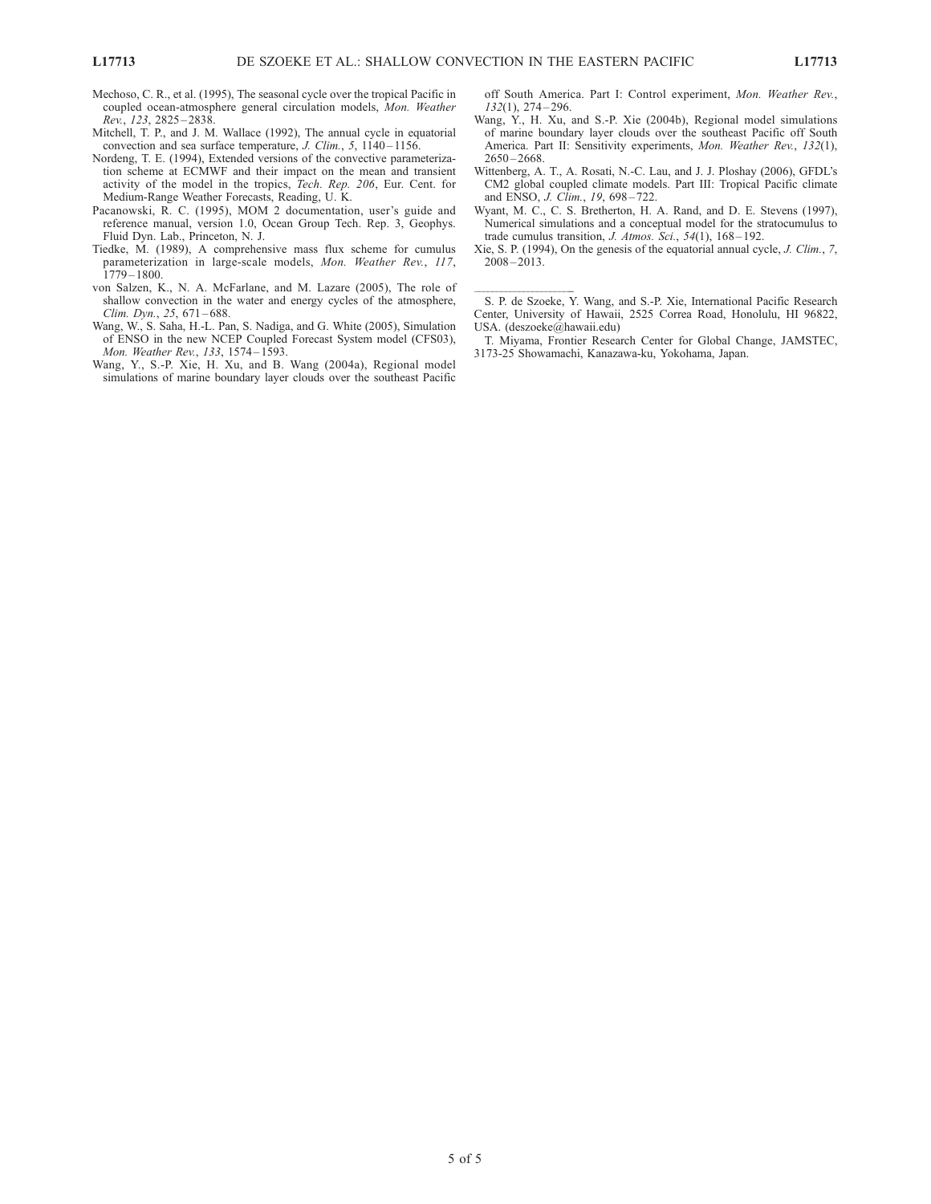Mechoso, C. R., et al. (1995), The seasonal cycle over the tropical Pacific in coupled ocean-atmosphere general circulation models, *Mon. Weather Rev.*, *123*, 2825–2838.

Mitchell, T. P., and J. M. Wallace (1992), The annual cycle in equatorial convection and sea surface temperature, *J. Clim.*, *5*, 1140–1156.

Nordeng, T. E. (1994), Extended versions of the convective parameterization scheme at ECMWF and their impact on the mean and transient activity of the model in the tropics, *Tech. Rep. 206*, Eur. Cent. for Medium-Range Weather Forecasts, Reading, U. K.

Pacanowski, R. C. (1995), MOM 2 documentation, user's guide and reference manual, version 1.0, Ocean Group Tech. Rep. 3, Geophys. Fluid Dyn. Lab., Princeton, N. J.

Tiedke, M. (1989), A comprehensive mass flux scheme for cumulus parameterization in large-scale models, *Mon. Weather Rev.*, *117*, 1779–1800.

von Salzen, K., N. A. McFarlane, and M. Lazare (2005), The role of shallow convection in the water and energy cycles of the atmosphere, *Clim. Dyn.*, *25*, 671–688.

Wang, W., S. Saha, H.-L. Pan, S. Nadiga, and G. White (2005), Simulation of ENSO in the new NCEP Coupled Forecast System model (CFS03), *Mon. Weather Rev.*, *133*, 1574–1593.

Wang, Y., S.-P. Xie, H. Xu, and B. Wang (2004a), Regional model simulations of marine boundary layer clouds over the southeast Pacific off South America. Part I: Control experiment, *Mon. Weather Rev.*, *132*(1), 274–296.

Wang, Y., H. Xu, and S.-P. Xie (2004b), Regional model simulations of marine boundary layer clouds over the southeast Pacific off South America. Part II: Sensitivity experiments, *Mon. Weather Rev.*, *132*(1), 2650–2668.

Wittenberg, A. T., A. Rosati, N.-C. Lau, and J. J. Ploshay (2006), GFDL's CM2 global coupled climate models. Part III: Tropical Pacific climate and ENSO, *J. Clim.*, *19*, 698–722.

Wyant, M. C., C. S. Bretherton, H. A. Rand, and D. E. Stevens (1997), Numerical simulations and a conceptual model for the stratocumulus to trade cumulus transition, *J. Atmos. Sci.*, *54*(1), 168–192.

Xie, S. P. (1994), On the genesis of the equatorial annual cycle, *J. Clim.*, *7*, 2008–2013.

---

S. P. de Szoeke, Y. Wang, and S.-P. Xie, International Pacific Research Center, University of Hawaii, 2525 Correa Road, Honolulu, HI 96822, USA. (deszoeke@hawaii.edu)

T. Miyama, Frontier Research Center for Global Change, JAMSTEC, 3173-25 Showamachi, Kanazawa-ku, Yokohama, Japan.